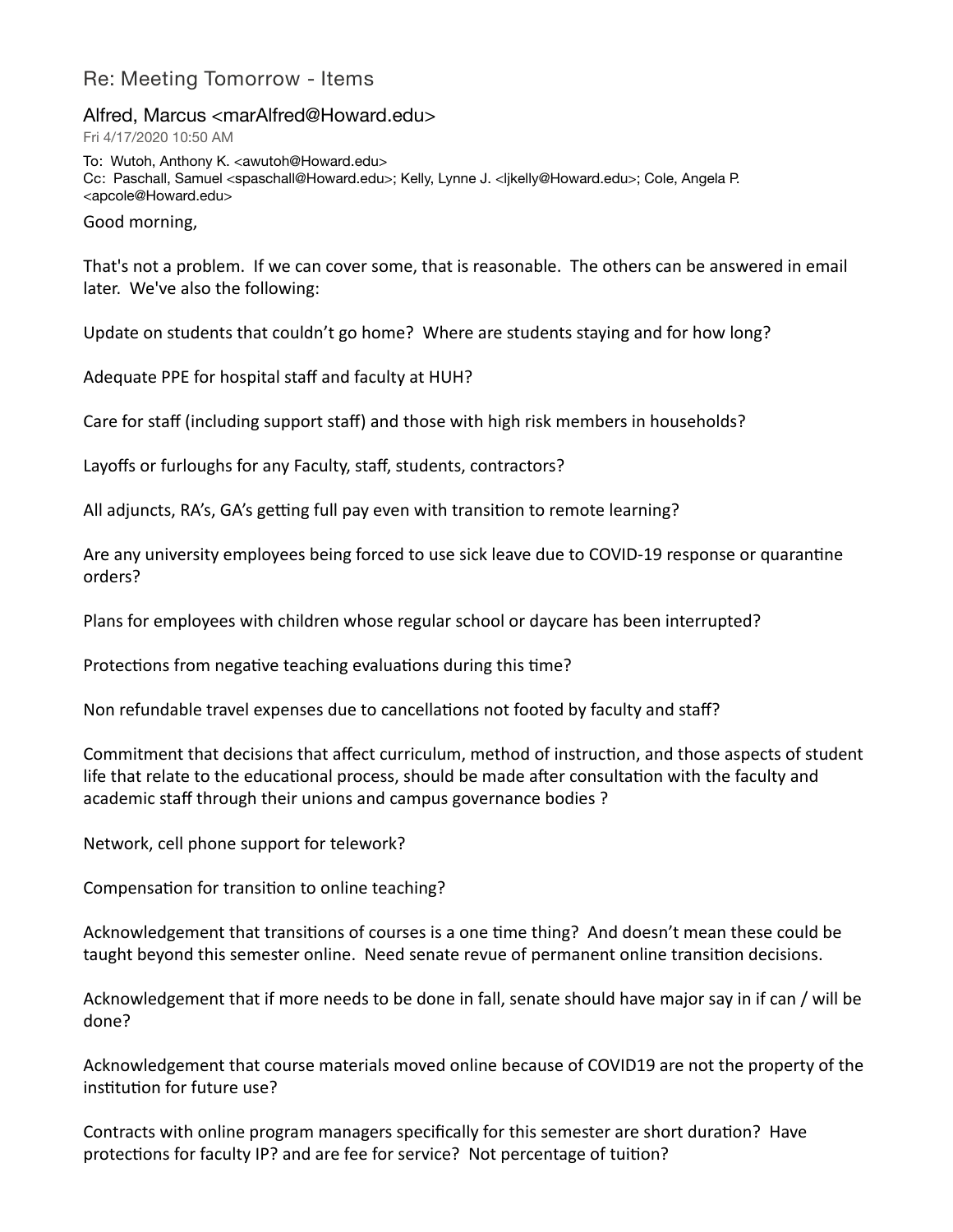# Re: Meeting Tomorrow - Items

Alfred, Marcus <marAlfred@Howard.edu>

Fri 4/17/2020 10:50 AM

To: Wutoh, Anthony K. <awutoh@Howard.edu>
Cc: Paschall, Samuel <spaschall@Howard.edu>; Kelly, Lynne J. <ljkelly@Howard.edu>; Cole, Angela P. <apcole@Howard.edu>

Good morning,

That's not a problem. If we can cover some, that is reasonable. The others can be answered in email later. We've also the following:

Update on students that couldn't go home? Where are students staying and for how long?

Adequate PPE for hospital staff and faculty at HUH?

Care for staff (including support staff) and those with high risk members in households?

Layoffs or furloughs for any Faculty, staff, students, contractors?

All adjuncts, RA's, GA's getting full pay even with transition to remote learning?

Are any university employees being forced to use sick leave due to COVID-19 response or quarantine orders?

Plans for employees with children whose regular school or daycare has been interrupted?

Protections from negative teaching evaluations during this time?

Non refundable travel expenses due to cancellations not footed by faculty and staff?

Commitment that decisions that affect curriculum, method of instruction, and those aspects of student life that relate to the educational process, should be made after consultation with the faculty and academic staff through their unions and campus governance bodies ?

Network, cell phone support for telework?

Compensation for transition to online teaching?

Acknowledgement that transitions of courses is a one time thing? And doesn't mean these could be taught beyond this semester online. Need senate revue of permanent online transition decisions.

Acknowledgement that if more needs to be done in fall, senate should have major say in if can / will be done?

Acknowledgement that course materials moved online because of COVID19 are not the property of the institution for future use?

Contracts with online program managers specifically for this semester are short duration? Have protections for faculty IP? and are fee for service? Not percentage of tuition?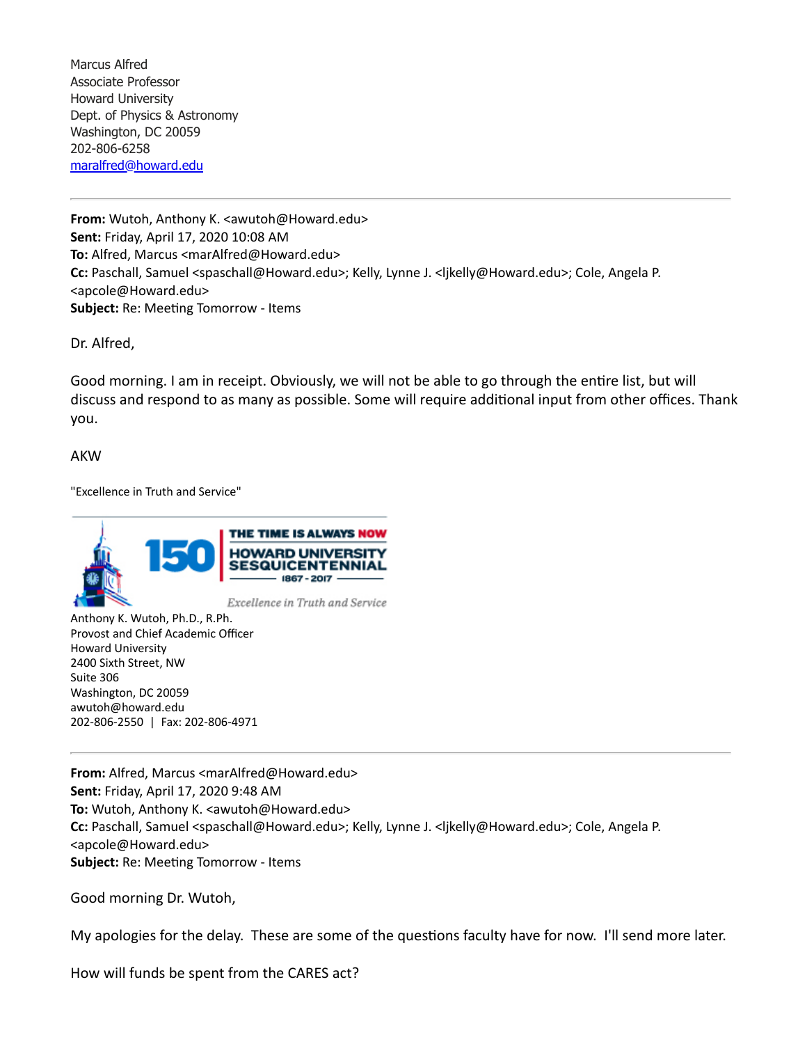Marcus Alfred
Associate Professor
Howard University
Dept. of Physics & Astronomy
Washington, DC 20059
202-806-6258
maralfred@howard.edu

---

**From:** Wutoh, Anthony K. <awutoh@Howard.edu>
**Sent:** Friday, April 17, 2020 10:08 AM
**To:** Alfred, Marcus <marAlfred@Howard.edu>
**Cc:** Paschall, Samuel <spaschall@Howard.edu>; Kelly, Lynne J. <ljkelly@Howard.edu>; Cole, Angela P. <apcole@Howard.edu>
**Subject:** Re: Meeting Tomorrow - Items

Dr. Alfred,

Good morning. I am in receipt. Obviously, we will not be able to go through the entire list, but will discuss and respond to as many as possible. Some will require additional input from other offices. Thank you.

AKW

"Excellence in Truth and Service"

THE TIME IS ALWAYS NOW
150 HOWARD UNIVERSITY SESQUICENTENNIAL 1867 - 2017
*Excellence in Truth and Service*

Anthony K. Wutoh, Ph.D., R.Ph.
Provost and Chief Academic Officer
Howard University
2400 Sixth Street, NW
Suite 306
Washington, DC 20059
awutoh@howard.edu
202-806-2550 | Fax: 202-806-4971

---

**From:** Alfred, Marcus <marAlfred@Howard.edu>
**Sent:** Friday, April 17, 2020 9:48 AM
**To:** Wutoh, Anthony K. <awutoh@Howard.edu>
**Cc:** Paschall, Samuel <spaschall@Howard.edu>; Kelly, Lynne J. <ljkelly@Howard.edu>; Cole, Angela P. <apcole@Howard.edu>
**Subject:** Re: Meeting Tomorrow - Items

Good morning Dr. Wutoh,

My apologies for the delay. These are some of the questions faculty have for now. I'll send more later.

How will funds be spent from the CARES act?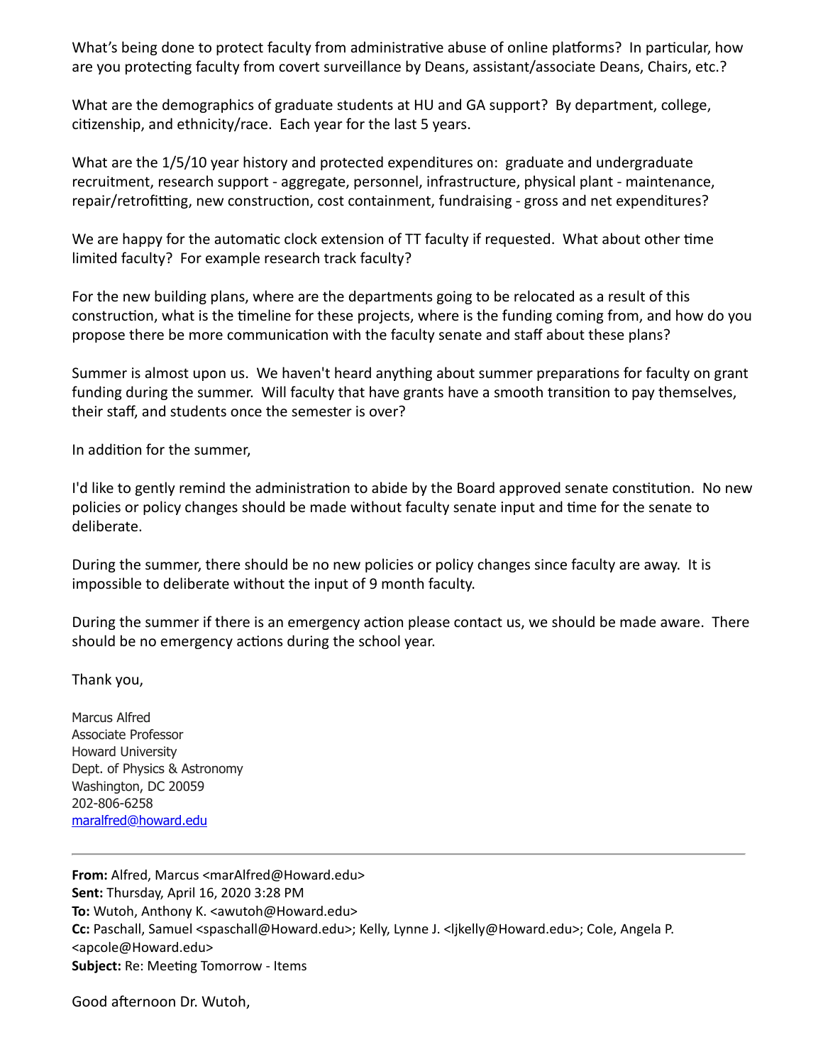What's being done to protect faculty from administrative abuse of online platforms? In particular, how are you protecting faculty from covert surveillance by Deans, assistant/associate Deans, Chairs, etc.?

What are the demographics of graduate students at HU and GA support? By department, college, citizenship, and ethnicity/race. Each year for the last 5 years.

What are the 1/5/10 year history and protected expenditures on: graduate and undergraduate recruitment, research support - aggregate, personnel, infrastructure, physical plant - maintenance, repair/retrofitting, new construction, cost containment, fundraising - gross and net expenditures?

We are happy for the automatic clock extension of TT faculty if requested. What about other time limited faculty? For example research track faculty?

For the new building plans, where are the departments going to be relocated as a result of this construction, what is the timeline for these projects, where is the funding coming from, and how do you propose there be more communication with the faculty senate and staff about these plans?

Summer is almost upon us. We haven't heard anything about summer preparations for faculty on grant funding during the summer. Will faculty that have grants have a smooth transition to pay themselves, their staff, and students once the semester is over?

In addition for the summer,

I'd like to gently remind the administration to abide by the Board approved senate constitution. No new policies or policy changes should be made without faculty senate input and time for the senate to deliberate.

During the summer, there should be no new policies or policy changes since faculty are away. It is impossible to deliberate without the input of 9 month faculty.

During the summer if there is an emergency action please contact us, we should be made aware. There should be no emergency actions during the school year.

Thank you,

Marcus Alfred
Associate Professor
Howard University
Dept. of Physics & Astronomy
Washington, DC 20059
202-806-6258
maralfred@howard.edu

---

**From:** Alfred, Marcus <marAlfred@Howard.edu>
**Sent:** Thursday, April 16, 2020 3:28 PM
**To:** Wutoh, Anthony K. <awutoh@Howard.edu>
**Cc:** Paschall, Samuel <spaschall@Howard.edu>; Kelly, Lynne J. <ljkelly@Howard.edu>; Cole, Angela P. <apcole@Howard.edu>
**Subject:** Re: Meeting Tomorrow - Items

Good afternoon Dr. Wutoh,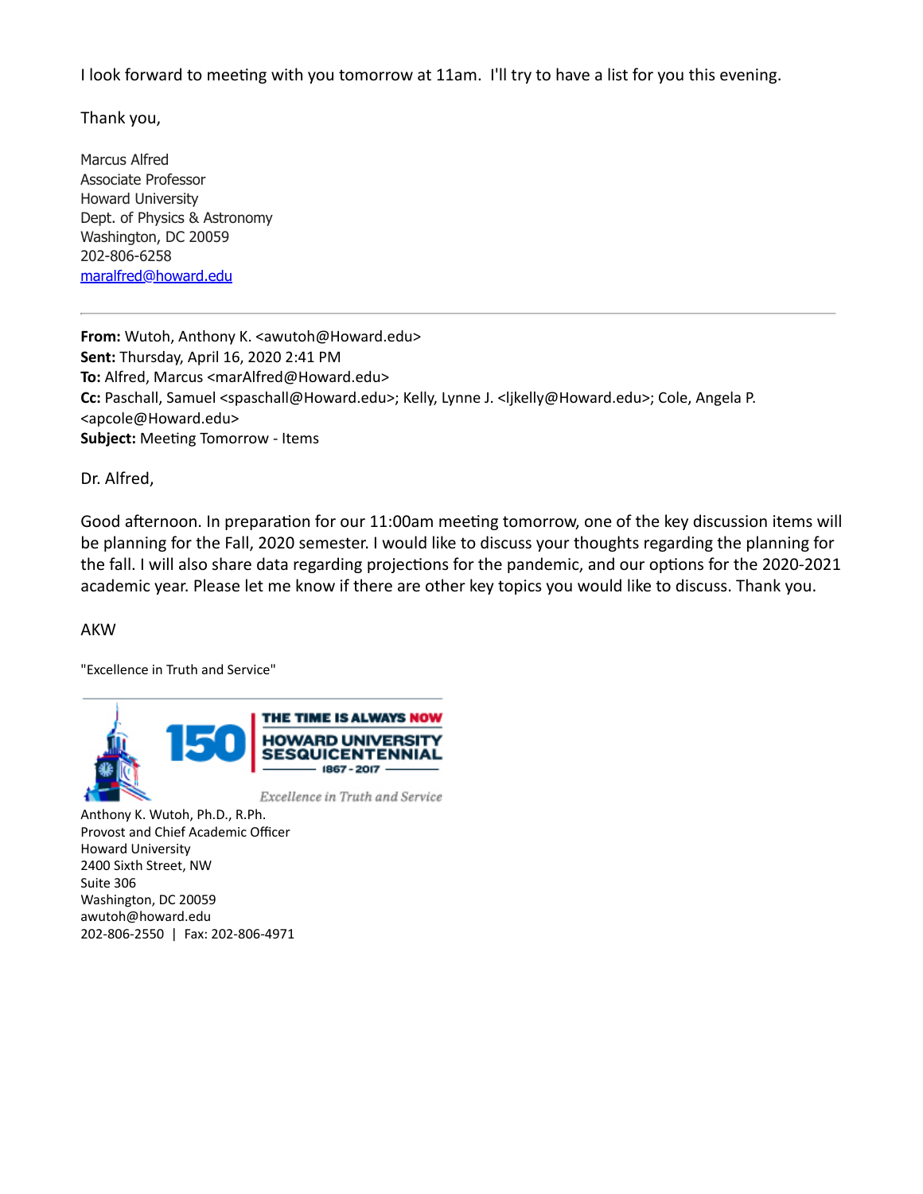I look forward to meeting with you tomorrow at 11am. I'll try to have a list for you this evening.

Thank you,

Marcus Alfred
Associate Professor
Howard University
Dept. of Physics & Astronomy
Washington, DC 20059
202-806-6258
maralfred@howard.edu

---

**From:** Wutoh, Anthony K. <awutoh@Howard.edu>
**Sent:** Thursday, April 16, 2020 2:41 PM
**To:** Alfred, Marcus <marAlfred@Howard.edu>
**Cc:** Paschall, Samuel <spaschall@Howard.edu>; Kelly, Lynne J. <ljkelly@Howard.edu>; Cole, Angela P. <apcole@Howard.edu>
**Subject:** Meeting Tomorrow - Items

Dr. Alfred,

Good afternoon. In preparation for our 11:00am meeting tomorrow, one of the key discussion items will be planning for the Fall, 2020 semester. I would like to discuss your thoughts regarding the planning for the fall. I will also share data regarding projections for the pandemic, and our options for the 2020-2021 academic year. Please let me know if there are other key topics you would like to discuss. Thank you.

AKW

"Excellence in Truth and Service"

150 THE TIME IS ALWAYS NOW
HOWARD UNIVERSITY SESQUICENTENNIAL
1867 - 2017
*Excellence in Truth and Service*

Anthony K. Wutoh, Ph.D., R.Ph.
Provost and Chief Academic Officer
Howard University
2400 Sixth Street, NW
Suite 306
Washington, DC 20059
awutoh@howard.edu
202-806-2550 | Fax: 202-806-4971